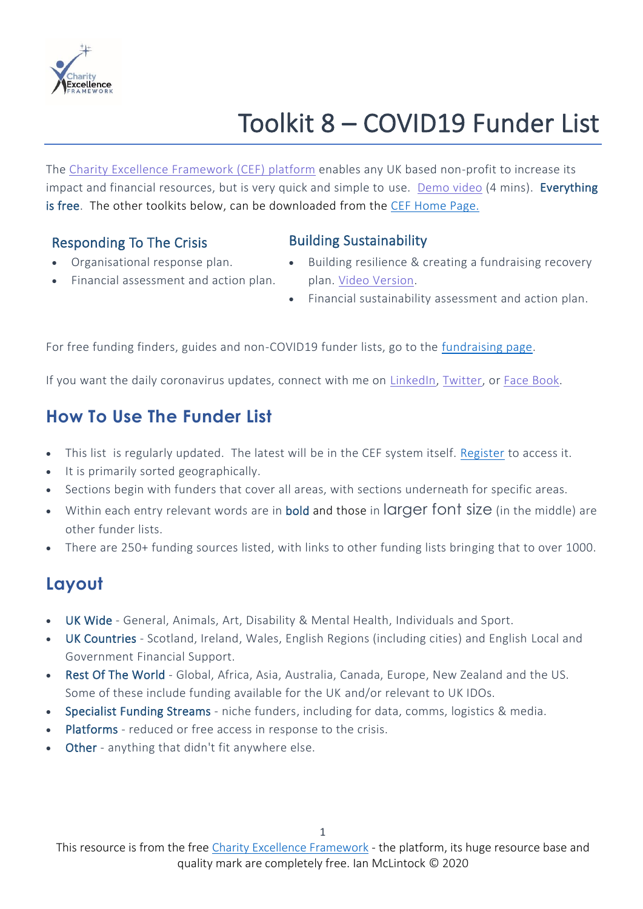# Toolkit 8 – COVID19 Funder List

The Charity Excellence Framework (CEF) platform enables any UK based non-profit to increase its impact and financial resources, but is very quick and simple to use. Demo video (4 mins). **Everything is free**. The other toolkits below, can be downloaded from the CEF Home Page.

### Responding To The Crisis

- Organisational response plan.
- Financial assessment and action plan.

### Building Sustainability

- Building resilience & creating a fundraising recovery plan. Video Version.
- Financial sustainability assessment and action plan.

For free funding finders, guides and non-COVID19 funder lists, go to the fundraising page.

If you want the daily coronavirus updates, connect with me on LinkedIn, Twitter, or Face Book.

## How To Use The Funder List

- This list is regularly updated. The latest will be in the CEF system itself. Register to access it.
- It is primarily sorted geographically.
- Sections begin with funders that cover all areas, with sections underneath for specific areas.
- Within each entry relevant words are in **bold** and those in larger font size (in the middle) are other funder lists.
- There are 250+ funding sources listed, with links to other funding lists bringing that to over 1000.

## Layout

- UK Wide - General, Animals, Art, Disability & Mental Health, Individuals and Sport.
- UK Countries - Scotland, Ireland, Wales, English Regions (including cities) and English Local and Government Financial Support.
- Rest Of The World - Global, Africa, Asia, Australia, Canada, Europe, New Zealand and the US. Some of these include funding available for the UK and/or relevant to UK IDOs.
- Specialist Funding Streams - niche funders, including for data, comms, logistics & media.
- Platforms - reduced or free access in response to the crisis.
- Other - anything that didn't fit anywhere else.

This resource is from the free Charity Excellence Framework - the platform, its huge resource base and quality mark are completely free. Ian McLintock © 2020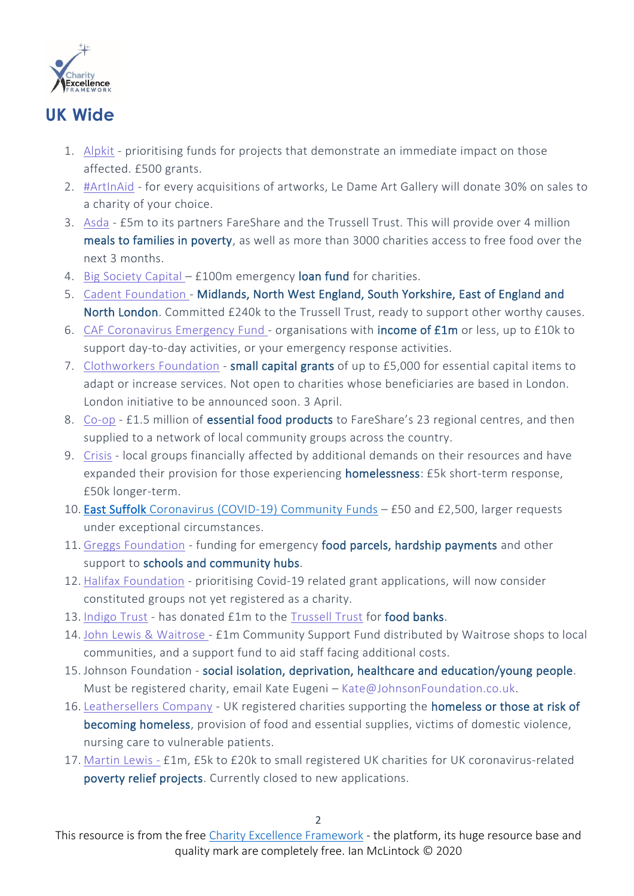## UK Wide

1. Alpkit - prioritising funds for projects that demonstrate an immediate impact on those affected. £500 grants.
2. #ArtInAid - for every acquisitions of artworks, Le Dame Art Gallery will donate 30% on sales to a charity of your choice.
3. Asda - £5m to its partners FareShare and the Trussell Trust. This will provide over 4 million **meals to families in poverty**, as well as more than 3000 charities access to free food over the next 3 months.
4. Big Society Capital – £100m emergency **loan fund** for charities.
5. Cadent Foundation - **Midlands, North West England, South Yorkshire, East of England and North London**. Committed £240k to the Trussell Trust, ready to support other worthy causes.
6. CAF Coronavirus Emergency Fund - organisations with **income of £1m** or less, up to £10k to support day-to-day activities, or your emergency response activities.
7. Clothworkers Foundation - **small capital grants** of up to £5,000 for essential capital items to adapt or increase services. Not open to charities whose beneficiaries are based in London. London initiative to be announced soon. 3 April.
8. Co-op - £1.5 million of **essential food products** to FareShare's 23 regional centres, and then supplied to a network of local community groups across the country.
9. Crisis - local groups financially affected by additional demands on their resources and have expanded their provision for those experiencing **homelessness**: £5k short-term response, £50k longer-term.
10. **East Suffolk** Coronavirus (COVID-19) Community Funds – £50 and £2,500, larger requests under exceptional circumstances.
11. Greggs Foundation - funding for emergency **food parcels, hardship payments** and other support to **schools and community hubs**.
12. Halifax Foundation - prioritising Covid-19 related grant applications, will now consider constituted groups not yet registered as a charity.
13. Indigo Trust - has donated £1m to the Trussell Trust for **food banks**.
14. John Lewis & Waitrose - £1m Community Support Fund distributed by Waitrose shops to local communities, and a support fund to aid staff facing additional costs.
15. Johnson Foundation - **social isolation, deprivation, healthcare and education/young people**. Must be registered charity, email Kate Eugeni – Kate@JohnsonFoundation.co.uk.
16. Leathersellers Company - UK registered charities supporting the **homeless or those at risk of becoming homeless**, provision of food and essential supplies, victims of domestic violence, nursing care to vulnerable patients.
17. Martin Lewis - £1m, £5k to £20k to small registered UK charities for UK coronavirus-related **poverty relief projects**. Currently closed to new applications.

This resource is from the free Charity Excellence Framework - the platform, its huge resource base and quality mark are completely free. Ian McLintock © 2020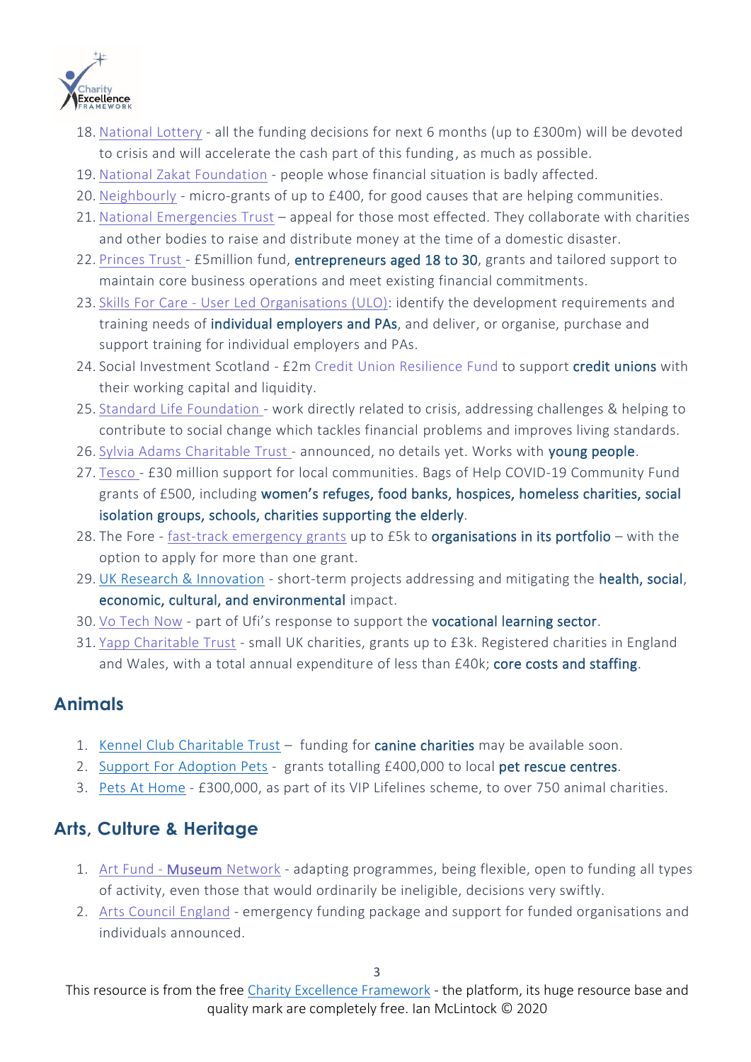18. National Lottery - all the funding decisions for next 6 months (up to £300m) will be devoted to crisis and will accelerate the cash part of this funding, as much as possible.
19. National Zakat Foundation - people whose financial situation is badly affected.
20. Neighbourly - micro-grants of up to £400, for good causes that are helping communities.
21. National Emergencies Trust – appeal for those most effected. They collaborate with charities and other bodies to raise and distribute money at the time of a domestic disaster.
22. Princes Trust - £5million fund, entrepreneurs aged 18 to 30, grants and tailored support to maintain core business operations and meet existing financial commitments.
23. Skills For Care - User Led Organisations (ULO): identify the development requirements and training needs of individual employers and PAs, and deliver, or organise, purchase and support training for individual employers and PAs.
24. Social Investment Scotland - £2m Credit Union Resilience Fund to support credit unions with their working capital and liquidity.
25. Standard Life Foundation - work directly related to crisis, addressing challenges & helping to contribute to social change which tackles financial problems and improves living standards.
26. Sylvia Adams Charitable Trust - announced, no details yet. Works with young people.
27. Tesco - £30 million support for local communities. Bags of Help COVID-19 Community Fund grants of £500, including women's refuges, food banks, hospices, homeless charities, social isolation groups, schools, charities supporting the elderly.
28. The Fore - fast-track emergency grants up to £5k to organisations in its portfolio – with the option to apply for more than one grant.
29. UK Research & Innovation - short-term projects addressing and mitigating the health, social, economic, cultural, and environmental impact.
30. Vo Tech Now - part of Ufi's response to support the vocational learning sector.
31. Yapp Charitable Trust - small UK charities, grants up to £3k. Registered charities in England and Wales, with a total annual expenditure of less than £40k; core costs and staffing.

## Animals

1. Kennel Club Charitable Trust – funding for canine charities may be available soon.
2. Support For Adoption Pets - grants totalling £400,000 to local pet rescue centres.
3. Pets At Home - £300,000, as part of its VIP Lifelines scheme, to over 750 animal charities.

## Arts, Culture & Heritage

1. Art Fund - Museum Network - adapting programmes, being flexible, open to funding all types of activity, even those that would ordinarily be ineligible, decisions very swiftly.
2. Arts Council England - emergency funding package and support for funded organisations and individuals announced.

This resource is from the free Charity Excellence Framework - the platform, its huge resource base and quality mark are completely free. Ian McLintock © 2020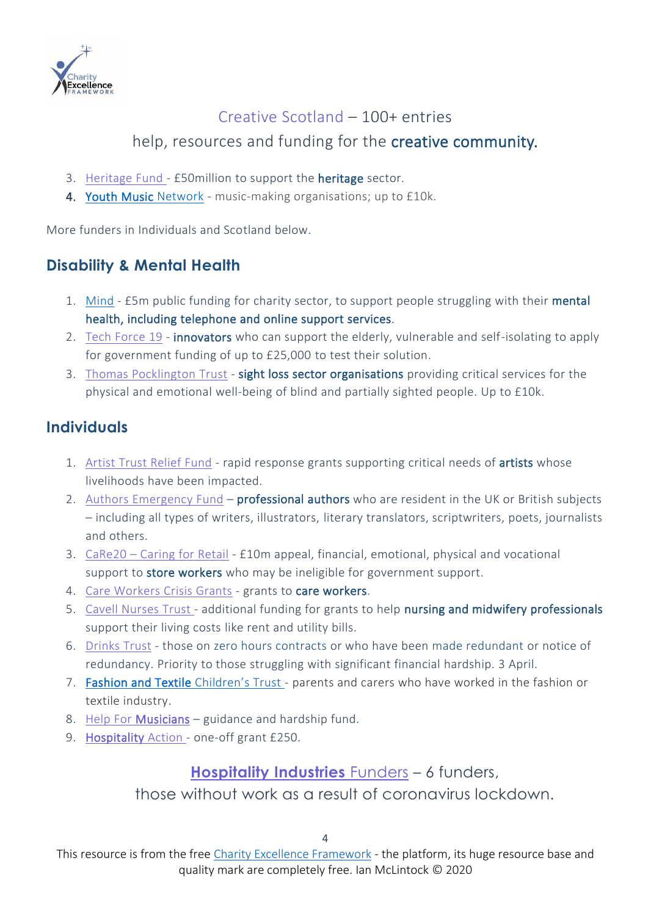Creative Scotland – 100+ entries

help, resources and funding for the **creative community.**

3. Heritage Fund - £50million to support the **heritage** sector.
4. **Youth Music** Network - music-making organisations; up to £10k.

More funders in Individuals and Scotland below.

## Disability & Mental Health

1. Mind - £5m public funding for charity sector, to support people struggling with their **mental health, including telephone and online support services**.
2. Tech Force 19 - **innovators** who can support the elderly, vulnerable and self-isolating to apply for government funding of up to £25,000 to test their solution.
3. Thomas Pocklington Trust - **sight loss sector organisations** providing critical services for the physical and emotional well-being of blind and partially sighted people. Up to £10k.

## Individuals

1. Artist Trust Relief Fund - rapid response grants supporting critical needs of **artists** whose livelihoods have been impacted.
2. Authors Emergency Fund – **professional authors** who are resident in the UK or British subjects – including all types of writers, illustrators, literary translators, scriptwriters, poets, journalists and others.
3. CaRe20 – Caring for Retail - £10m appeal, financial, emotional, physical and vocational support to **store workers** who may be ineligible for government support.
4. Care Workers Crisis Grants - grants to **care workers**.
5. Cavell Nurses Trust - additional funding for grants to help **nursing and midwifery professionals** support their living costs like rent and utility bills.
6. Drinks Trust - those on zero hours contracts or who have been made redundant or notice of redundancy. Priority to those struggling with significant financial hardship. 3 April.
7. **Fashion and Textile** Children's Trust - parents and carers who have worked in the fashion or textile industry.
8. Help For **Musicians** – guidance and hardship fund.
9. **Hospitality** Action - one-off grant £250.

**Hospitality Industries** Funders – 6 funders,

those without work as a result of coronavirus lockdown.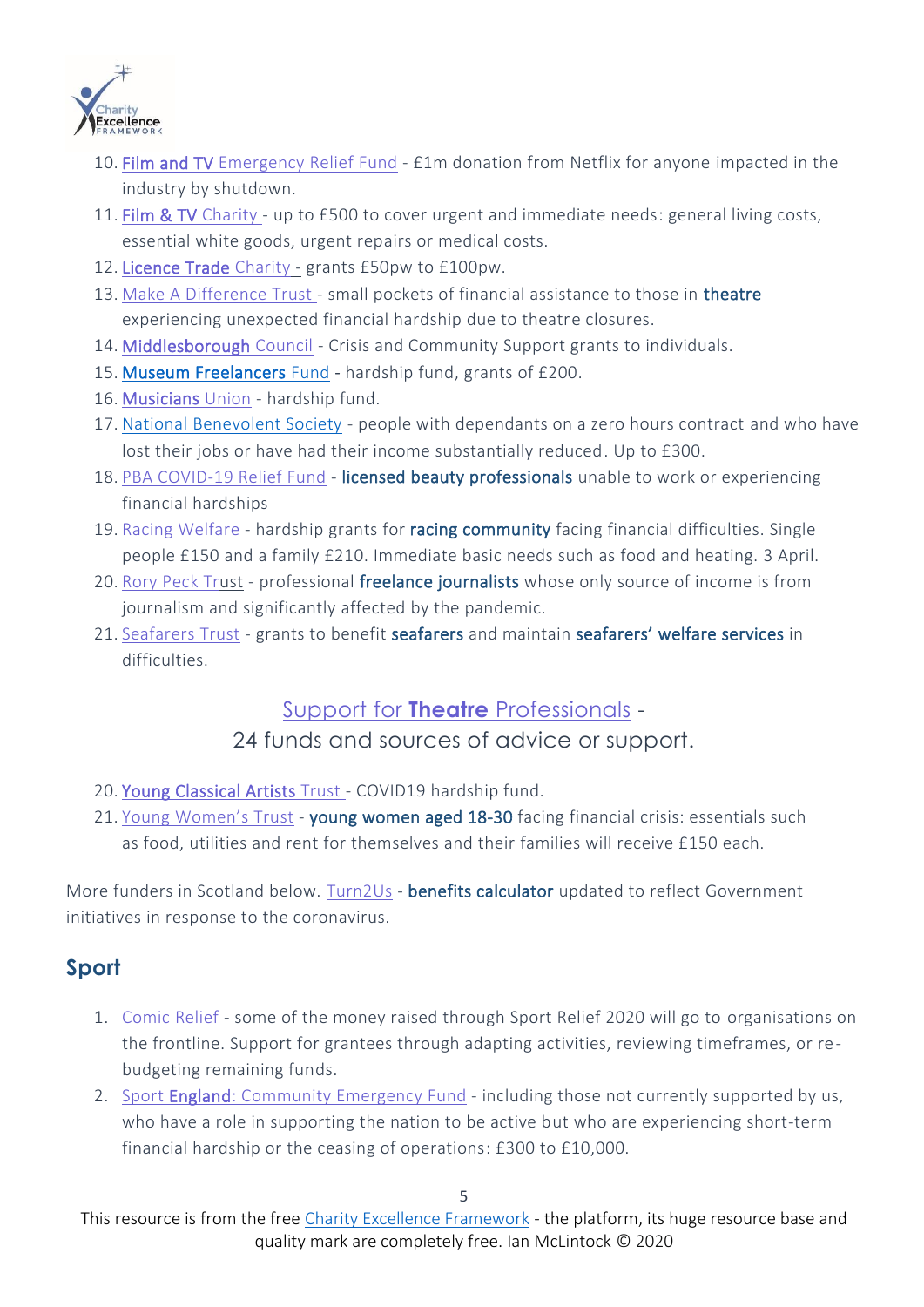10. Film and TV Emergency Relief Fund - £1m donation from Netflix for anyone impacted in the industry by shutdown.
11. Film & TV Charity - up to £500 to cover urgent and immediate needs: general living costs, essential white goods, urgent repairs or medical costs.
12. Licence Trade Charity - grants £50pw to £100pw.
13. Make A Difference Trust - small pockets of financial assistance to those in theatre experiencing unexpected financial hardship due to theatre closures.
14. Middlesborough Council - Crisis and Community Support grants to individuals.
15. Museum Freelancers Fund - hardship fund, grants of £200.
16. Musicians Union - hardship fund.
17. National Benevolent Society - people with dependants on a zero hours contract and who have lost their jobs or have had their income substantially reduced. Up to £300.
18. PBA COVID-19 Relief Fund - licensed beauty professionals unable to work or experiencing financial hardships
19. Racing Welfare - hardship grants for racing community facing financial difficulties. Single people £150 and a family £210. Immediate basic needs such as food and heating. 3 April.
20. Rory Peck Trust - professional freelance journalists whose only source of income is from journalism and significantly affected by the pandemic.
21. Seafarers Trust - grants to benefit seafarers and maintain seafarers' welfare services in difficulties.

<center>Support for **Theatre** Professionals - 24 funds and sources of advice or support.</center>

20. Young Classical Artists Trust - COVID19 hardship fund.
21. Young Women's Trust - young women aged 18-30 facing financial crisis: essentials such as food, utilities and rent for themselves and their families will receive £150 each.

More funders in Scotland below. Turn2Us - benefits calculator updated to reflect Government initiatives in response to the coronavirus.

## Sport

1. Comic Relief - some of the money raised through Sport Relief 2020 will go to organisations on the frontline. Support for grantees through adapting activities, reviewing timeframes, or re-budgeting remaining funds.
2. Sport England: Community Emergency Fund - including those not currently supported by us, who have a role in supporting the nation to be active but who are experiencing short-term financial hardship or the ceasing of operations: £300 to £10,000.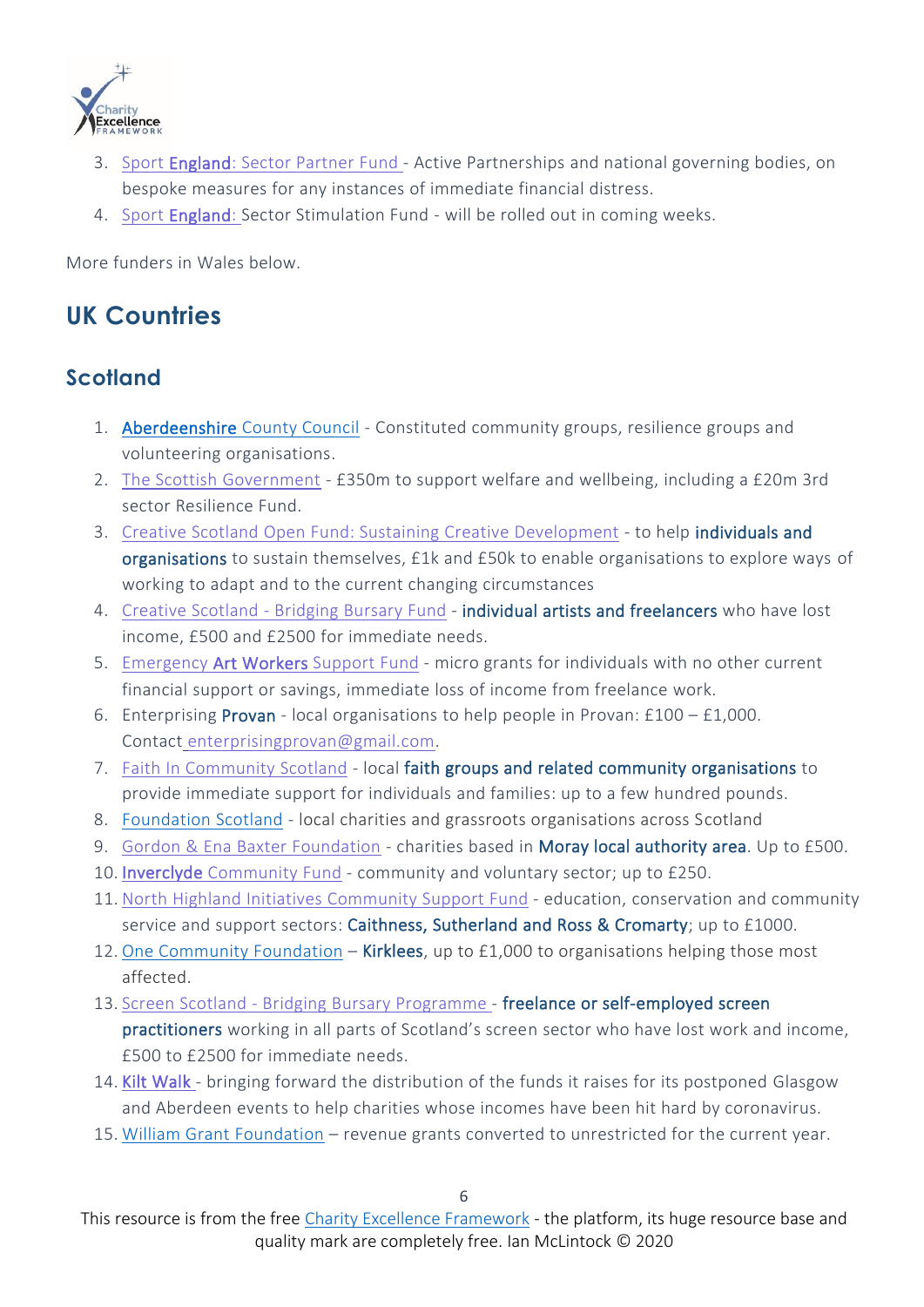3. Sport England: Sector Partner Fund - Active Partnerships and national governing bodies, on bespoke measures for any instances of immediate financial distress.
4. Sport England: Sector Stimulation Fund - will be rolled out in coming weeks.

More funders in Wales below.

## UK Countries

### Scotland

1. Aberdeenshire County Council - Constituted community groups, resilience groups and volunteering organisations.
2. The Scottish Government - £350m to support welfare and wellbeing, including a £20m 3rd sector Resilience Fund.
3. Creative Scotland Open Fund: Sustaining Creative Development - to help individuals and organisations to sustain themselves, £1k and £50k to enable organisations to explore ways of working to adapt and to the current changing circumstances
4. Creative Scotland - Bridging Bursary Fund - individual artists and freelancers who have lost income, £500 and £2500 for immediate needs.
5. Emergency Art Workers Support Fund - micro grants for individuals with no other current financial support or savings, immediate loss of income from freelance work.
6. Enterprising Provan - local organisations to help people in Provan: £100 – £1,000. Contact enterprisingprovan@gmail.com.
7. Faith In Community Scotland - local faith groups and related community organisations to provide immediate support for individuals and families: up to a few hundred pounds.
8. Foundation Scotland - local charities and grassroots organisations across Scotland
9. Gordon & Ena Baxter Foundation - charities based in Moray local authority area. Up to £500.
10. Inverclyde Community Fund - community and voluntary sector; up to £250.
11. North Highland Initiatives Community Support Fund - education, conservation and community service and support sectors: Caithness, Sutherland and Ross & Cromarty; up to £1000.
12. One Community Foundation – Kirklees, up to £1,000 to organisations helping those most affected.
13. Screen Scotland - Bridging Bursary Programme - freelance or self-employed screen practitioners working in all parts of Scotland's screen sector who have lost work and income, £500 to £2500 for immediate needs.
14. Kilt Walk - bringing forward the distribution of the funds it raises for its postponed Glasgow and Aberdeen events to help charities whose incomes have been hit hard by coronavirus.
15. William Grant Foundation – revenue grants converted to unrestricted for the current year.

This resource is from the free Charity Excellence Framework - the platform, its huge resource base and quality mark are completely free. Ian McLintock © 2020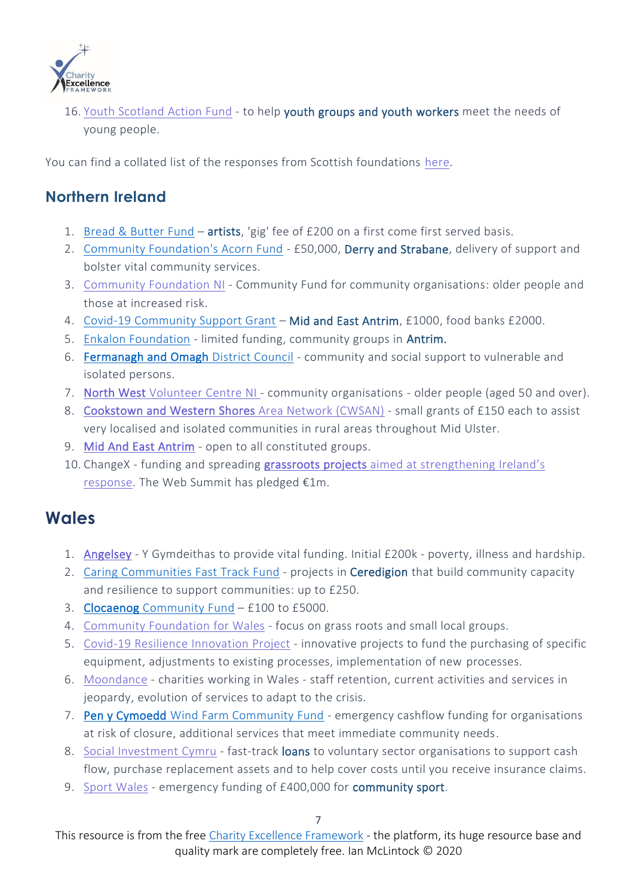16. Youth Scotland Action Fund - to help youth groups and youth workers meet the needs of young people.

You can find a collated list of the responses from Scottish foundations here.

## Northern Ireland

1. Bread & Butter Fund – **artists**, 'gig' fee of £200 on a first come first served basis.
2. Community Foundation's Acorn Fund - £50,000, Derry and Strabane, delivery of support and bolster vital community services.
3. Community Foundation NI - Community Fund for community organisations: older people and those at increased risk.
4. Covid-19 Community Support Grant – Mid and East Antrim, £1000, food banks £2000.
5. Enkalon Foundation - limited funding, community groups in Antrim.
6. Fermanagh and Omagh District Council - community and social support to vulnerable and isolated persons.
7. North West Volunteer Centre NI - community organisations - older people (aged 50 and over).
8. Cookstown and Western Shores Area Network (CWSAN) - small grants of £150 each to assist very localised and isolated communities in rural areas throughout Mid Ulster.
9. Mid And East Antrim - open to all constituted groups.
10. ChangeX - funding and spreading grassroots projects aimed at strengthening Ireland's response. The Web Summit has pledged €1m.

## Wales

1. Angelsey - Y Gymdeithas to provide vital funding. Initial £200k - poverty, illness and hardship.
2. Caring Communities Fast Track Fund - projects in Ceredigion that build community capacity and resilience to support communities: up to £250.
3. Clocaenog Community Fund – £100 to £5000.
4. Community Foundation for Wales - focus on grass roots and small local groups.
5. Covid-19 Resilience Innovation Project - innovative projects to fund the purchasing of specific equipment, adjustments to existing processes, implementation of new processes.
6. Moondance - charities working in Wales - staff retention, current activities and services in jeopardy, evolution of services to adapt to the crisis.
7. Pen y Cymoedd Wind Farm Community Fund - emergency cashflow funding for organisations at risk of closure, additional services that meet immediate community needs.
8. Social Investment Cymru - fast-track loans to voluntary sector organisations to support cash flow, purchase replacement assets and to help cover costs until you receive insurance claims.
9. Sport Wales - emergency funding of £400,000 for community sport.

This resource is from the free Charity Excellence Framework - the platform, its huge resource base and quality mark are completely free. Ian McLintock © 2020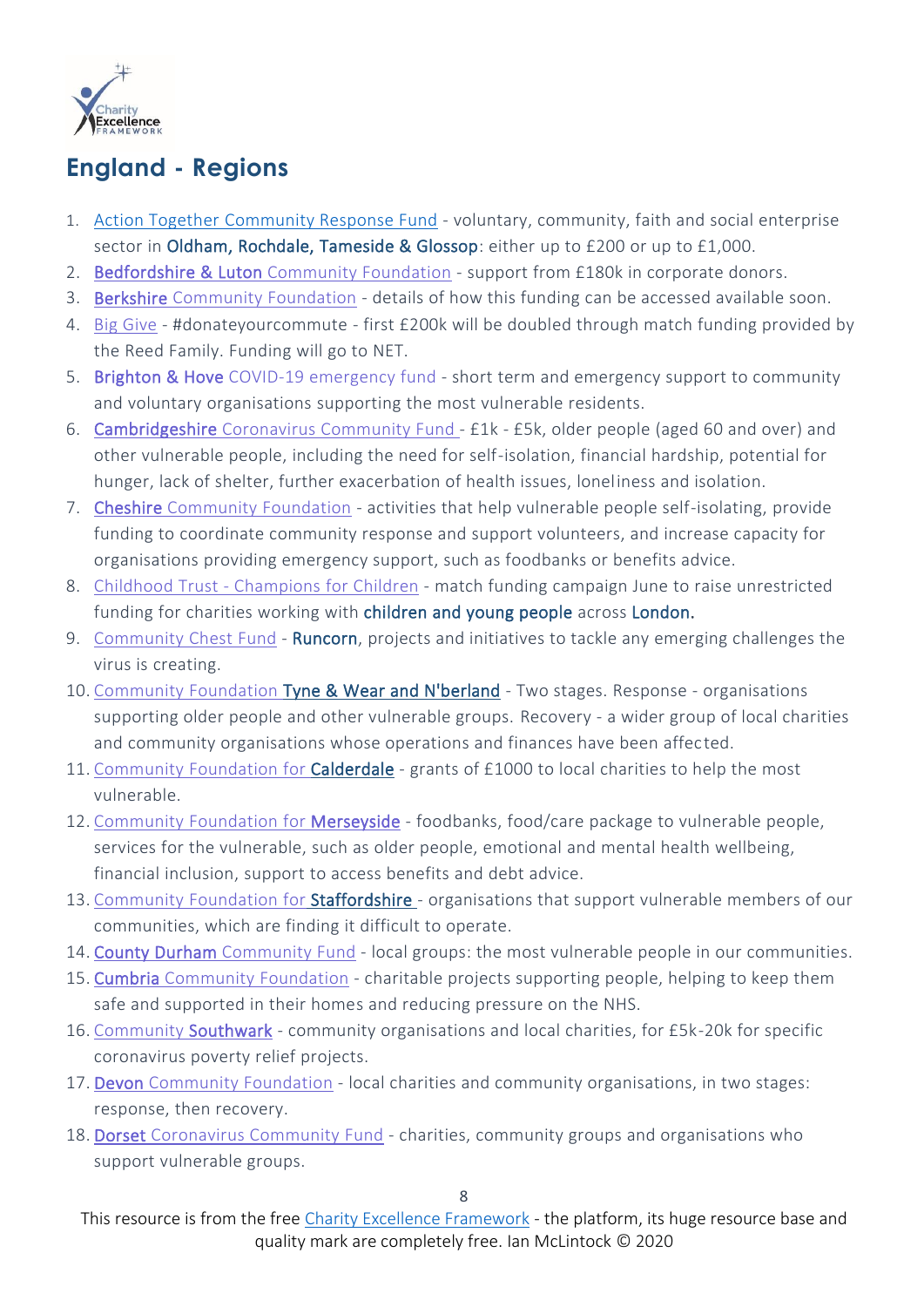## England - Regions

1. Action Together Community Response Fund - voluntary, community, faith and social enterprise sector in Oldham, Rochdale, Tameside & Glossop: either up to £200 or up to £1,000.
2. Bedfordshire & Luton Community Foundation - support from £180k in corporate donors.
3. Berkshire Community Foundation - details of how this funding can be accessed available soon.
4. Big Give - #donateyourcommute - first £200k will be doubled through match funding provided by the Reed Family. Funding will go to NET.
5. Brighton & Hove COVID-19 emergency fund - short term and emergency support to community and voluntary organisations supporting the most vulnerable residents.
6. Cambridgeshire Coronavirus Community Fund - £1k - £5k, older people (aged 60 and over) and other vulnerable people, including the need for self-isolation, financial hardship, potential for hunger, lack of shelter, further exacerbation of health issues, loneliness and isolation.
7. Cheshire Community Foundation - activities that help vulnerable people self-isolating, provide funding to coordinate community response and support volunteers, and increase capacity for organisations providing emergency support, such as foodbanks or benefits advice.
8. Childhood Trust - Champions for Children - match funding campaign June to raise unrestricted funding for charities working with children and young people across London.
9. Community Chest Fund - Runcorn, projects and initiatives to tackle any emerging challenges the virus is creating.
10. Community Foundation Tyne & Wear and N'berland - Two stages. Response - organisations supporting older people and other vulnerable groups. Recovery - a wider group of local charities and community organisations whose operations and finances have been affected.
11. Community Foundation for Calderdale - grants of £1000 to local charities to help the most vulnerable.
12. Community Foundation for Merseyside - foodbanks, food/care package to vulnerable people, services for the vulnerable, such as older people, emotional and mental health wellbeing, financial inclusion, support to access benefits and debt advice.
13. Community Foundation for Staffordshire - organisations that support vulnerable members of our communities, which are finding it difficult to operate.
14. County Durham Community Fund - local groups: the most vulnerable people in our communities.
15. Cumbria Community Foundation - charitable projects supporting people, helping to keep them safe and supported in their homes and reducing pressure on the NHS.
16. Community Southwark - community organisations and local charities, for £5k-20k for specific coronavirus poverty relief projects.
17. Devon Community Foundation - local charities and community organisations, in two stages: response, then recovery.
18. Dorset Coronavirus Community Fund - charities, community groups and organisations who support vulnerable groups.

This resource is from the free Charity Excellence Framework - the platform, its huge resource base and quality mark are completely free. Ian McLintock © 2020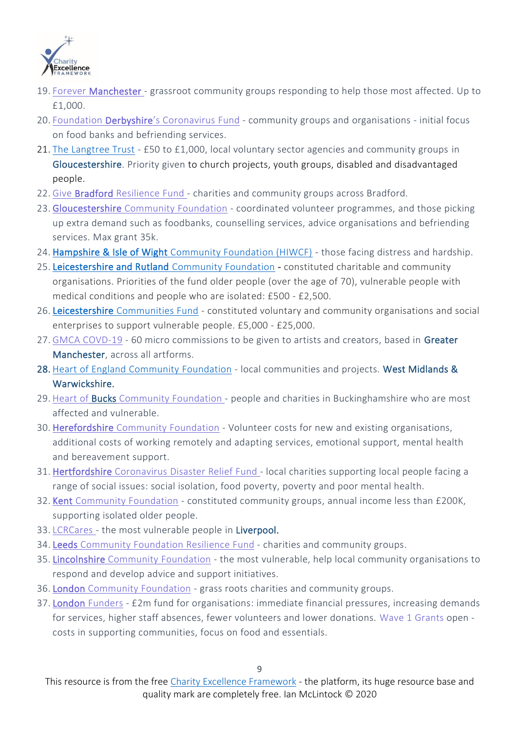19. Forever Manchester - grassroot community groups responding to help those most affected. Up to £1,000.
20. Foundation Derbyshire's Coronavirus Fund - community groups and organisations - initial focus on food banks and befriending services.
21. The Langtree Trust - £50 to £1,000, local voluntary sector agencies and community groups in Gloucestershire. Priority given to church projects, youth groups, disabled and disadvantaged people.
22. Give Bradford Resilience Fund - charities and community groups across Bradford.
23. Gloucestershire Community Foundation - coordinated volunteer programmes, and those picking up extra demand such as foodbanks, counselling services, advice organisations and befriending services. Max grant 35k.
24. Hampshire & Isle of Wight Community Foundation (HIWCF) - those facing distress and hardship.
25. Leicestershire and Rutland Community Foundation - constituted charitable and community organisations. Priorities of the fund older people (over the age of 70), vulnerable people with medical conditions and people who are isolated: £500 - £2,500.
26. Leicestershire Communities Fund - constituted voluntary and community organisations and social enterprises to support vulnerable people. £5,000 - £25,000.
27. GMCA COVD-19 - 60 micro commissions to be given to artists and creators, based in Greater Manchester, across all artforms.
28. Heart of England Community Foundation - local communities and projects. West Midlands & Warwickshire.
29. Heart of Bucks Community Foundation - people and charities in Buckinghamshire who are most affected and vulnerable.
30. Herefordshire Community Foundation - Volunteer costs for new and existing organisations, additional costs of working remotely and adapting services, emotional support, mental health and bereavement support.
31. Hertfordshire Coronavirus Disaster Relief Fund - local charities supporting local people facing a range of social issues: social isolation, food poverty, poverty and poor mental health.
32. Kent Community Foundation - constituted community groups, annual income less than £200K, supporting isolated older people.
33. LCRCares - the most vulnerable people in Liverpool.
34. Leeds Community Foundation Resilience Fund - charities and community groups.
35. Lincolnshire Community Foundation - the most vulnerable, help local community organisations to respond and develop advice and support initiatives.
36. London Community Foundation - grass roots charities and community groups.
37. London Funders - £2m fund for organisations: immediate financial pressures, increasing demands for services, higher staff absences, fewer volunteers and lower donations. Wave 1 Grants open - costs in supporting communities, focus on food and essentials.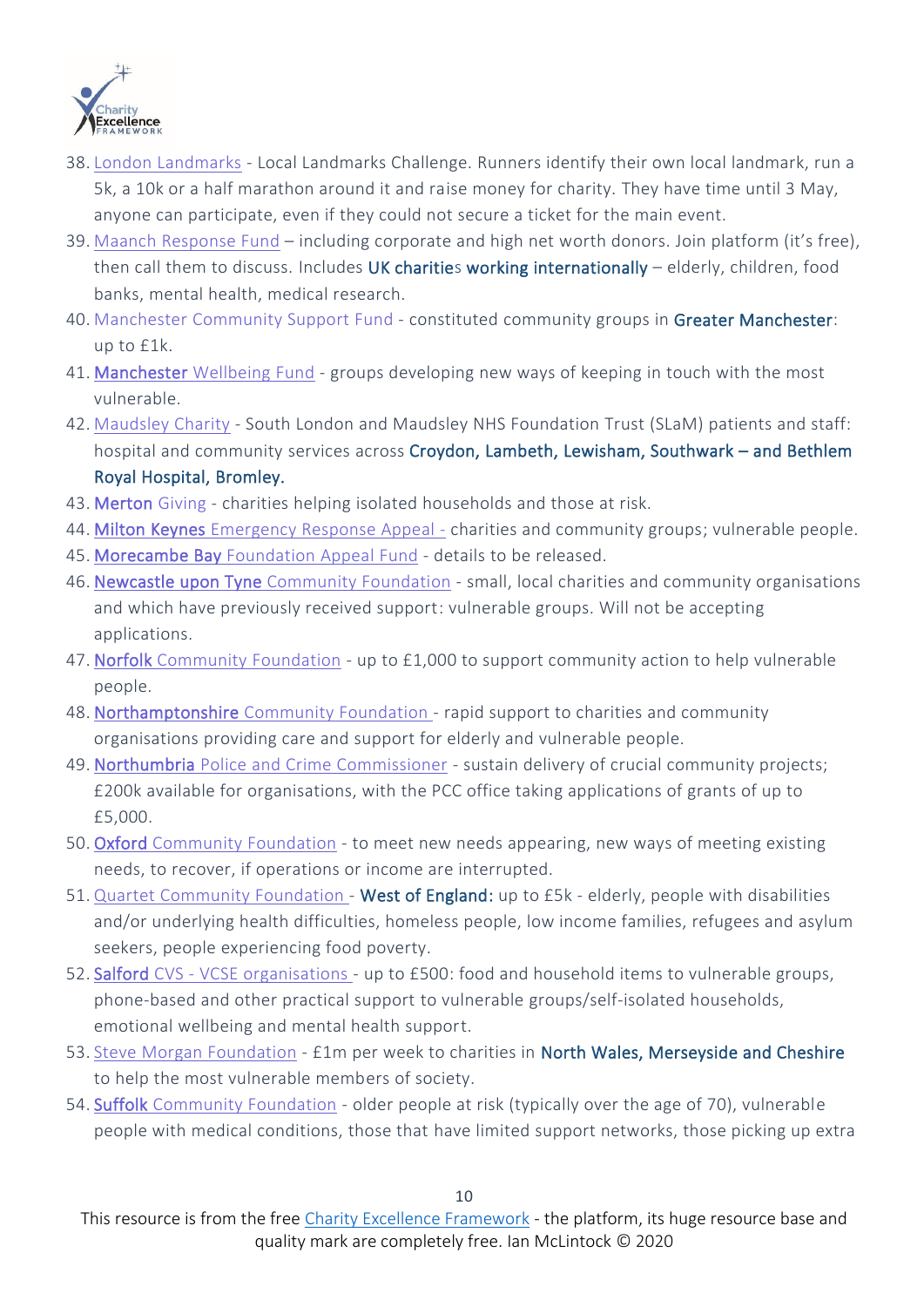38. London Landmarks - Local Landmarks Challenge. Runners identify their own local landmark, run a 5k, a 10k or a half marathon around it and raise money for charity. They have time until 3 May, anyone can participate, even if they could not secure a ticket for the main event.
39. Maanch Response Fund – including corporate and high net worth donors. Join platform (it's free), then call them to discuss. Includes UK charities working internationally – elderly, children, food banks, mental health, medical research.
40. Manchester Community Support Fund - constituted community groups in Greater Manchester: up to £1k.
41. Manchester Wellbeing Fund - groups developing new ways of keeping in touch with the most vulnerable.
42. Maudsley Charity - South London and Maudsley NHS Foundation Trust (SLaM) patients and staff: hospital and community services across Croydon, Lambeth, Lewisham, Southwark – and Bethlem Royal Hospital, Bromley.
43. Merton Giving - charities helping isolated households and those at risk.
44. Milton Keynes Emergency Response Appeal - charities and community groups; vulnerable people.
45. Morecambe Bay Foundation Appeal Fund - details to be released.
46. Newcastle upon Tyne Community Foundation - small, local charities and community organisations and which have previously received support: vulnerable groups. Will not be accepting applications.
47. Norfolk Community Foundation - up to £1,000 to support community action to help vulnerable people.
48. Northamptonshire Community Foundation - rapid support to charities and community organisations providing care and support for elderly and vulnerable people.
49. Northumbria Police and Crime Commissioner - sustain delivery of crucial community projects; £200k available for organisations, with the PCC office taking applications of grants of up to £5,000.
50. Oxford Community Foundation - to meet new needs appearing, new ways of meeting existing needs, to recover, if operations or income are interrupted.
51. Quartet Community Foundation - West of England: up to £5k - elderly, people with disabilities and/or underlying health difficulties, homeless people, low income families, refugees and asylum seekers, people experiencing food poverty.
52. Salford CVS - VCSE organisations - up to £500: food and household items to vulnerable groups, phone-based and other practical support to vulnerable groups/self-isolated households, emotional wellbeing and mental health support.
53. Steve Morgan Foundation - £1m per week to charities in North Wales, Merseyside and Cheshire to help the most vulnerable members of society.
54. Suffolk Community Foundation - older people at risk (typically over the age of 70), vulnerable people with medical conditions, those that have limited support networks, those picking up extra

This resource is from the free Charity Excellence Framework - the platform, its huge resource base and quality mark are completely free. Ian McLintock © 2020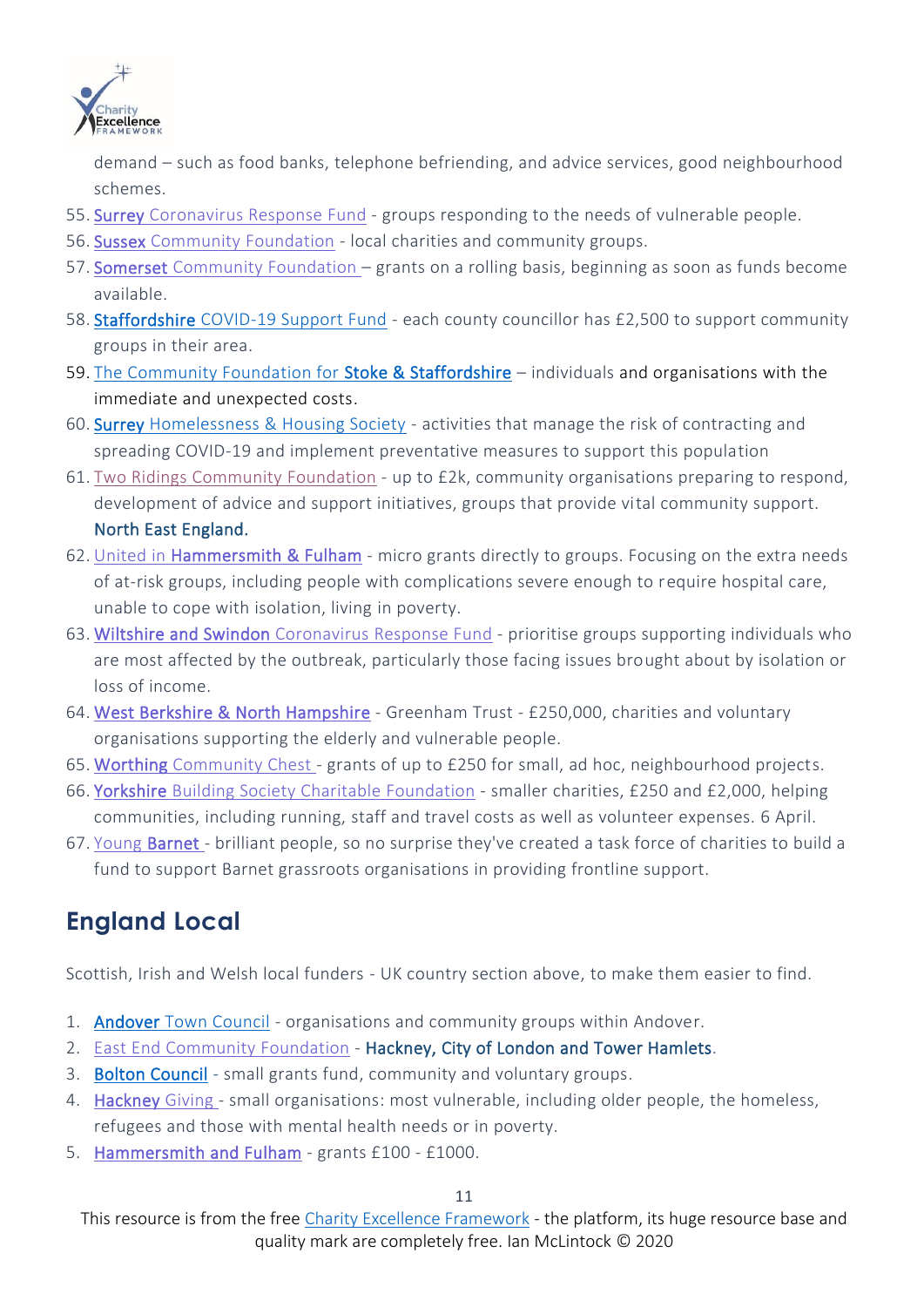demand – such as food banks, telephone befriending, and advice services, good neighbourhood schemes.

55. Surrey Coronavirus Response Fund - groups responding to the needs of vulnerable people.
56. Sussex Community Foundation - local charities and community groups.
57. Somerset Community Foundation – grants on a rolling basis, beginning as soon as funds become available.
58. Staffordshire COVID-19 Support Fund - each county councillor has £2,500 to support community groups in their area.
59. The Community Foundation for Stoke & Staffordshire – individuals and organisations with the immediate and unexpected costs.
60. Surrey Homelessness & Housing Society - activities that manage the risk of contracting and spreading COVID-19 and implement preventative measures to support this population
61. Two Ridings Community Foundation - up to £2k, community organisations preparing to respond, development of advice and support initiatives, groups that provide vital community support. North East England.
62. United in Hammersmith & Fulham - micro grants directly to groups. Focusing on the extra needs of at-risk groups, including people with complications severe enough to require hospital care, unable to cope with isolation, living in poverty.
63. Wiltshire and Swindon Coronavirus Response Fund - prioritise groups supporting individuals who are most affected by the outbreak, particularly those facing issues brought about by isolation or loss of income.
64. West Berkshire & North Hampshire - Greenham Trust - £250,000, charities and voluntary organisations supporting the elderly and vulnerable people.
65. Worthing Community Chest - grants of up to £250 for small, ad hoc, neighbourhood projects.
66. Yorkshire Building Society Charitable Foundation - smaller charities, £250 and £2,000, helping communities, including running, staff and travel costs as well as volunteer expenses. 6 April.
67. Young Barnet - brilliant people, so no surprise they've created a task force of charities to build a fund to support Barnet grassroots organisations in providing frontline support.

## England Local

Scottish, Irish and Welsh local funders - UK country section above, to make them easier to find.

1. Andover Town Council - organisations and community groups within Andover.
2. East End Community Foundation - Hackney, City of London and Tower Hamlets.
3. Bolton Council - small grants fund, community and voluntary groups.
4. Hackney Giving - small organisations: most vulnerable, including older people, the homeless, refugees and those with mental health needs or in poverty.
5. Hammersmith and Fulham - grants £100 - £1000.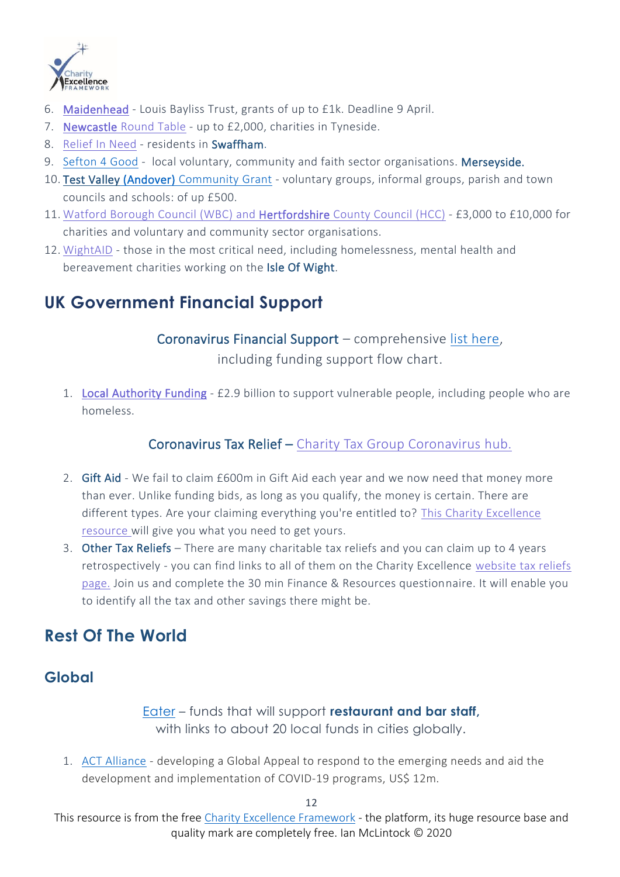6. Maidenhead - Louis Bayliss Trust, grants of up to £1k. Deadline 9 April.
7. Newcastle Round Table - up to £2,000, charities in Tyneside.
8. Relief In Need - residents in Swaffham.
9. Sefton 4 Good - local voluntary, community and faith sector organisations. Merseyside.
10. Test Valley (Andover) Community Grant - voluntary groups, informal groups, parish and town councils and schools: of up £500.
11. Watford Borough Council (WBC) and Hertfordshire County Council (HCC) - £3,000 to £10,000 for charities and voluntary and community sector organisations.
12. WightAID - those in the most critical need, including homelessness, mental health and bereavement charities working on the Isle Of Wight.

## UK Government Financial Support

Coronavirus Financial Support – comprehensive list here, including funding support flow chart.

1. Local Authority Funding - £2.9 billion to support vulnerable people, including people who are homeless.

Coronavirus Tax Relief – Charity Tax Group Coronavirus hub.

2. Gift Aid - We fail to claim £600m in Gift Aid each year and we now need that money more than ever. Unlike funding bids, as long as you qualify, the money is certain. There are different types. Are your claiming everything you're entitled to? This Charity Excellence resource will give you what you need to get yours.
3. Other Tax Reliefs – There are many charitable tax reliefs and you can claim up to 4 years retrospectively - you can find links to all of them on the Charity Excellence website tax reliefs page. Join us and complete the 30 min Finance & Resources questionnaire. It will enable you to identify all the tax and other savings there might be.

## Rest Of The World

### Global

Eater – funds that will support **restaurant and bar staff,** with links to about 20 local funds in cities globally.

1. ACT Alliance - developing a Global Appeal to respond to the emerging needs and aid the development and implementation of COVID-19 programs, US$ 12m.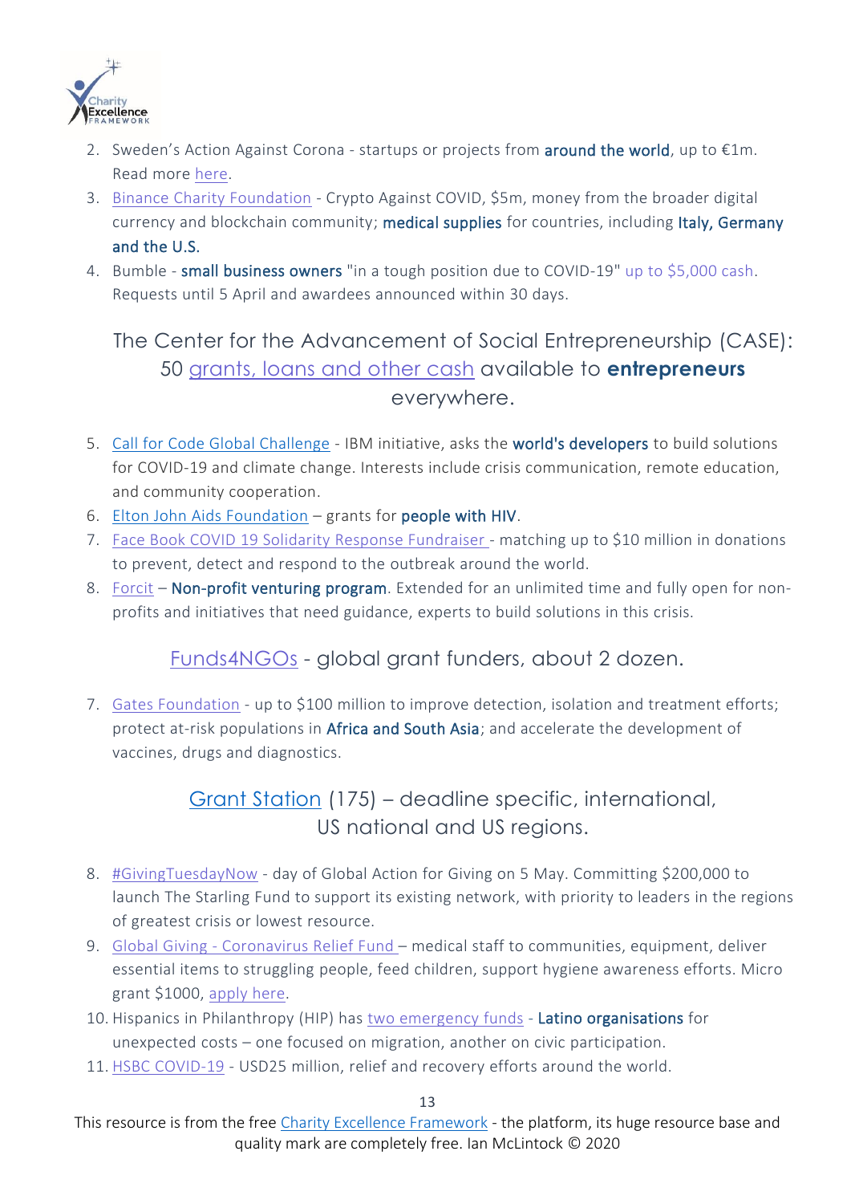2. Sweden's Action Against Corona - startups or projects from **around the world**, up to €1m. Read more here.
3. Binance Charity Foundation - Crypto Against COVID, $5m, money from the broader digital currency and blockchain community; **medical supplies** for countries, including **Italy, Germany and the U.S.**
4. Bumble - **small business owners** "in a tough position due to COVID-19" up to $5,000 cash. Requests until 5 April and awardees announced within 30 days.

### The Center for the Advancement of Social Entrepreneurship (CASE): 50 grants, loans and other cash available to **entrepreneurs** everywhere.

5. Call for Code Global Challenge - IBM initiative, asks the **world's developers** to build solutions for COVID-19 and climate change. Interests include crisis communication, remote education, and community cooperation.
6. Elton John Aids Foundation – grants for **people with HIV**.
7. Face Book COVID 19 Solidarity Response Fundraiser - matching up to $10 million in donations to prevent, detect and respond to the outbreak around the world.
8. Forcit – **Non-profit venturing program**. Extended for an unlimited time and fully open for non-profits and initiatives that need guidance, experts to build solutions in this crisis.

### Funds4NGOs - global grant funders, about 2 dozen.

7. Gates Foundation - up to $100 million to improve detection, isolation and treatment efforts; protect at-risk populations in **Africa and South Asia**; and accelerate the development of vaccines, drugs and diagnostics.

### Grant Station (175) – deadline specific, international, US national and US regions.

8. #GivingTuesdayNow - day of Global Action for Giving on 5 May. Committing $200,000 to launch The Starling Fund to support its existing network, with priority to leaders in the regions of greatest crisis or lowest resource.
9. Global Giving - Coronavirus Relief Fund – medical staff to communities, equipment, deliver essential items to struggling people, feed children, support hygiene awareness efforts. Micro grant $1000, apply here.
10. Hispanics in Philanthropy (HIP) has two emergency funds - **Latino organisations** for unexpected costs – one focused on migration, another on civic participation.
11. HSBC COVID-19 - USD25 million, relief and recovery efforts around the world.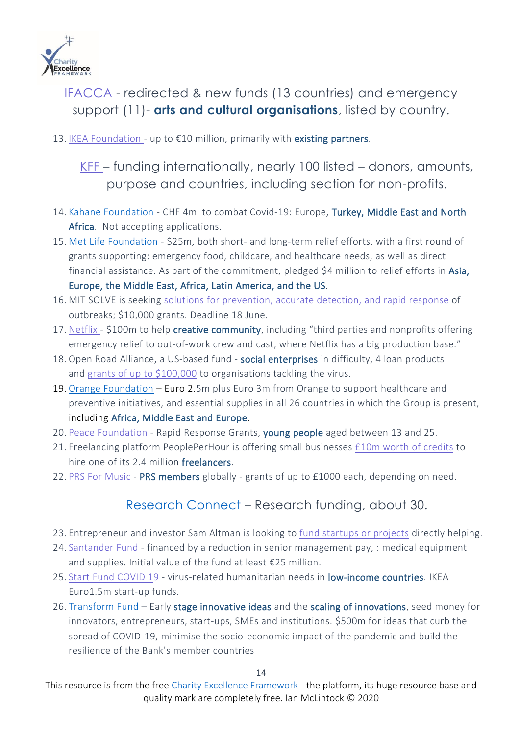IFACCA - redirected & new funds (13 countries) and emergency support (11)- **arts and cultural organisations**, listed by country.

13. IKEA Foundation - up to €10 million, primarily with existing partners.

KFF – funding internationally, nearly 100 listed – donors, amounts, purpose and countries, including section for non-profits.

14. Kahane Foundation - CHF 4m to combat Covid-19: Europe, Turkey, Middle East and North Africa. Not accepting applications.
15. Met Life Foundation - $25m, both short- and long-term relief efforts, with a first round of grants supporting: emergency food, childcare, and healthcare needs, as well as direct financial assistance. As part of the commitment, pledged $4 million to relief efforts in Asia, Europe, the Middle East, Africa, Latin America, and the US.
16. MIT SOLVE is seeking solutions for prevention, accurate detection, and rapid response of outbreaks; $10,000 grants. Deadline 18 June.
17. Netflix - $100m to help creative community, including "third parties and nonprofits offering emergency relief to out-of-work crew and cast, where Netflix has a big production base."
18. Open Road Alliance, a US-based fund - social enterprises in difficulty, 4 loan products and grants of up to $100,000 to organisations tackling the virus.
19. Orange Foundation – Euro 2.5m plus Euro 3m from Orange to support healthcare and preventive initiatives, and essential supplies in all 26 countries in which the Group is present, including Africa, Middle East and Europe.
20. Peace Foundation - Rapid Response Grants, young people aged between 13 and 25.
21. Freelancing platform PeoplePerHour is offering small businesses £10m worth of credits to hire one of its 2.4 million freelancers.
22. PRS For Music - PRS members globally - grants of up to £1000 each, depending on need.

Research Connect – Research funding, about 30.

23. Entrepreneur and investor Sam Altman is looking to fund startups or projects directly helping.
24. Santander Fund - financed by a reduction in senior management pay, : medical equipment and supplies. Initial value of the fund at least €25 million.
25. Start Fund COVID 19 - virus-related humanitarian needs in low-income countries. IKEA Euro1.5m start-up funds.
26. Transform Fund – Early stage innovative ideas and the scaling of innovations, seed money for innovators, entrepreneurs, start-ups, SMEs and institutions. $500m for ideas that curb the spread of COVID-19, minimise the socio-economic impact of the pandemic and build the resilience of the Bank's member countries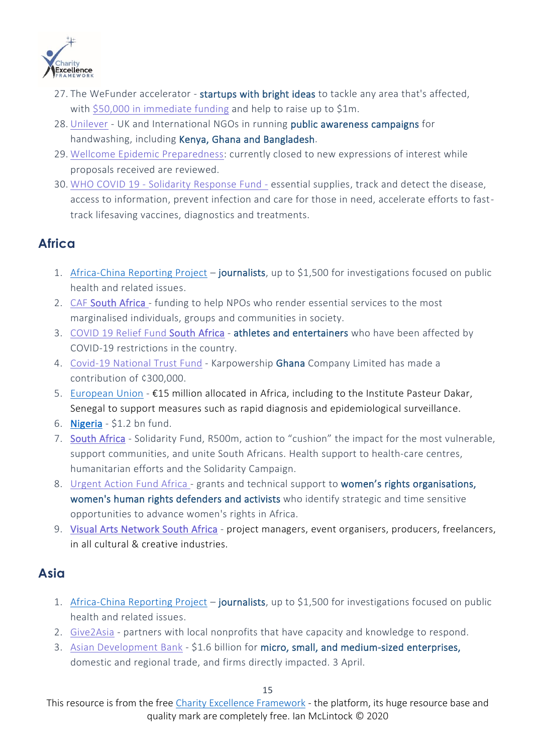27. The WeFunder accelerator - startups with bright ideas to tackle any area that's affected, with $50,000 in immediate funding and help to raise up to $1m.
28. Unilever - UK and International NGOs in running public awareness campaigns for handwashing, including Kenya, Ghana and Bangladesh.
29. Wellcome Epidemic Preparedness: currently closed to new expressions of interest while proposals received are reviewed.
30. WHO COVID 19 - Solidarity Response Fund - essential supplies, track and detect the disease, access to information, prevent infection and care for those in need, accelerate efforts to fast-track lifesaving vaccines, diagnostics and treatments.

## Africa

1. Africa-China Reporting Project – journalists, up to $1,500 for investigations focused on public health and related issues.
2. CAF South Africa - funding to help NPOs who render essential services to the most marginalised individuals, groups and communities in society.
3. COVID 19 Relief Fund South Africa - athletes and entertainers who have been affected by COVID-19 restrictions in the country.
4. Covid-19 National Trust Fund - Karpowership Ghana Company Limited has made a contribution of ¢300,000.
5. European Union - €15 million allocated in Africa, including to the Institute Pasteur Dakar, Senegal to support measures such as rapid diagnosis and epidemiological surveillance.
6. Nigeria - $1.2 bn fund.
7. South Africa - Solidarity Fund, R500m, action to "cushion" the impact for the most vulnerable, support communities, and unite South Africans. Health support to health-care centres, humanitarian efforts and the Solidarity Campaign.
8. Urgent Action Fund Africa - grants and technical support to women's rights organisations, women's human rights defenders and activists who identify strategic and time sensitive opportunities to advance women's rights in Africa.
9. Visual Arts Network South Africa - project managers, event organisers, producers, freelancers, in all cultural & creative industries.

## Asia

1. Africa-China Reporting Project – journalists, up to $1,500 for investigations focused on public health and related issues.
2. Give2Asia - partners with local nonprofits that have capacity and knowledge to respond.
3. Asian Development Bank - $1.6 billion for micro, small, and medium-sized enterprises, domestic and regional trade, and firms directly impacted. 3 April.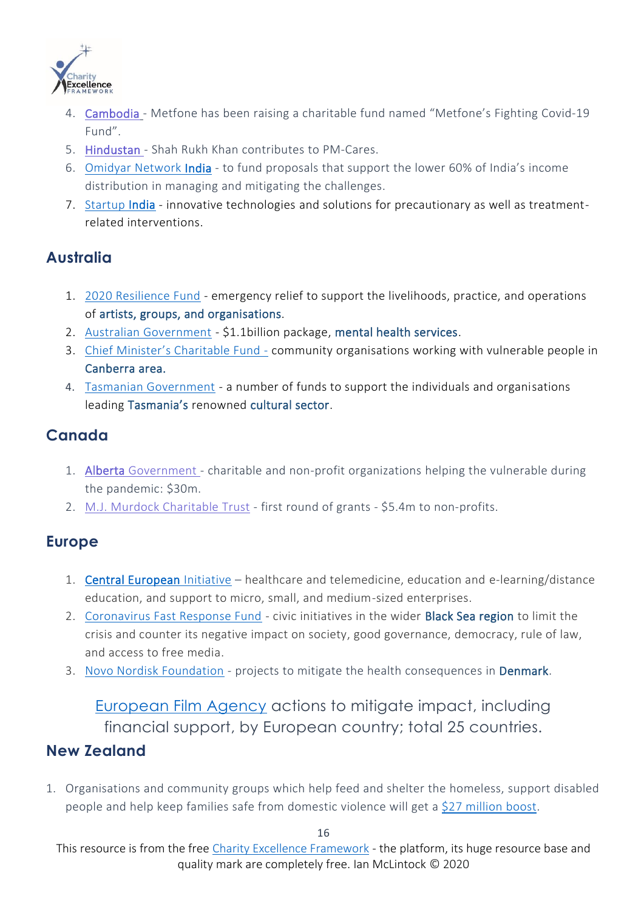4. Cambodia - Metfone has been raising a charitable fund named "Metfone's Fighting Covid-19 Fund".
5. Hindustan - Shah Rukh Khan contributes to PM-Cares.
6. Omidyar Network India - to fund proposals that support the lower 60% of India's income distribution in managing and mitigating the challenges.
7. Startup India - innovative technologies and solutions for precautionary as well as treatment-related interventions.

## Australia

1. 2020 Resilience Fund - emergency relief to support the livelihoods, practice, and operations of artists, groups, and organisations.
2. Australian Government - $1.1billion package, mental health services.
3. Chief Minister's Charitable Fund - community organisations working with vulnerable people in Canberra area.
4. Tasmanian Government - a number of funds to support the individuals and organisations leading Tasmania's renowned cultural sector.

## Canada

1. Alberta Government - charitable and non-profit organizations helping the vulnerable during the pandemic: $30m.
2. M.J. Murdock Charitable Trust - first round of grants - $5.4m to non-profits.

## Europe

1. Central European Initiative – healthcare and telemedicine, education and e-learning/distance education, and support to micro, small, and medium-sized enterprises.
2. Coronavirus Fast Response Fund - civic initiatives in the wider Black Sea region to limit the crisis and counter its negative impact on society, good governance, democracy, rule of law, and access to free media.
3. Novo Nordisk Foundation - projects to mitigate the health consequences in Denmark.

European Film Agency actions to mitigate impact, including financial support, by European country; total 25 countries.

## New Zealand

1. Organisations and community groups which help feed and shelter the homeless, support disabled people and help keep families safe from domestic violence will get a $27 million boost.

This resource is from the free Charity Excellence Framework - the platform, its huge resource base and quality mark are completely free. Ian McLintock © 2020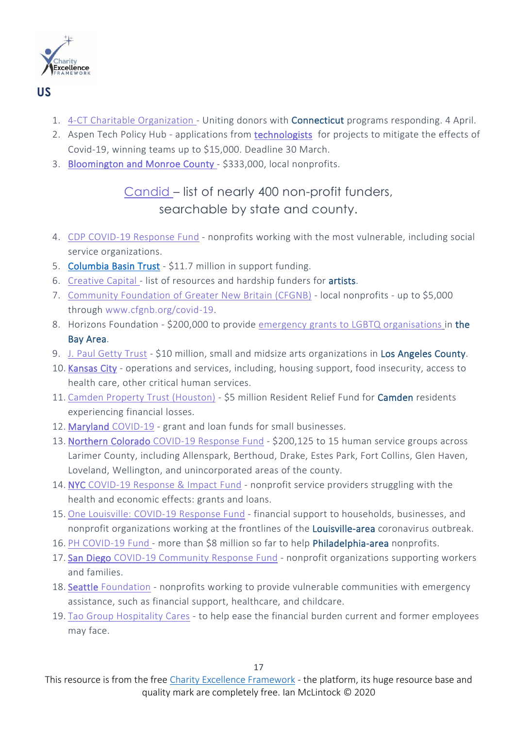## US

1. 4-CT Charitable Organization - Uniting donors with Connecticut programs responding. 4 April.
2. Aspen Tech Policy Hub - applications from technologists for projects to mitigate the effects of Covid-19, winning teams up to $15,000. Deadline 30 March.
3. Bloomington and Monroe County - $333,000, local nonprofits.

Candid – list of nearly 400 non-profit funders, searchable by state and county.

4. CDP COVID-19 Response Fund - nonprofits working with the most vulnerable, including social service organizations.
5. Columbia Basin Trust - $11.7 million in support funding.
6. Creative Capital - list of resources and hardship funders for artists.
7. Community Foundation of Greater New Britain (CFGNB) - local nonprofits - up to $5,000 through www.cfgnb.org/covid-19.
8. Horizons Foundation - $200,000 to provide emergency grants to LGBTQ organisations in the Bay Area.
9. J. Paul Getty Trust - $10 million, small and midsize arts organizations in Los Angeles County.
10. Kansas City - operations and services, including, housing support, food insecurity, access to health care, other critical human services.
11. Camden Property Trust (Houston) - $5 million Resident Relief Fund for Camden residents experiencing financial losses.
12. Maryland COVID-19 - grant and loan funds for small businesses.
13. Northern Colorado COVID-19 Response Fund - $200,125 to 15 human service groups across Larimer County, including Allenspark, Berthoud, Drake, Estes Park, Fort Collins, Glen Haven, Loveland, Wellington, and unincorporated areas of the county.
14. NYC COVID-19 Response & Impact Fund - nonprofit service providers struggling with the health and economic effects: grants and loans.
15. One Louisville: COVID-19 Response Fund - financial support to households, businesses, and nonprofit organizations working at the frontlines of the Louisville-area coronavirus outbreak.
16. PH COVID-19 Fund - more than $8 million so far to help Philadelphia-area nonprofits.
17. San Diego COVID-19 Community Response Fund - nonprofit organizations supporting workers and families.
18. Seattle Foundation - nonprofits working to provide vulnerable communities with emergency assistance, such as financial support, healthcare, and childcare.
19. Tao Group Hospitality Cares - to help ease the financial burden current and former employees may face.

This resource is from the free Charity Excellence Framework - the platform, its huge resource base and quality mark are completely free. Ian McLintock © 2020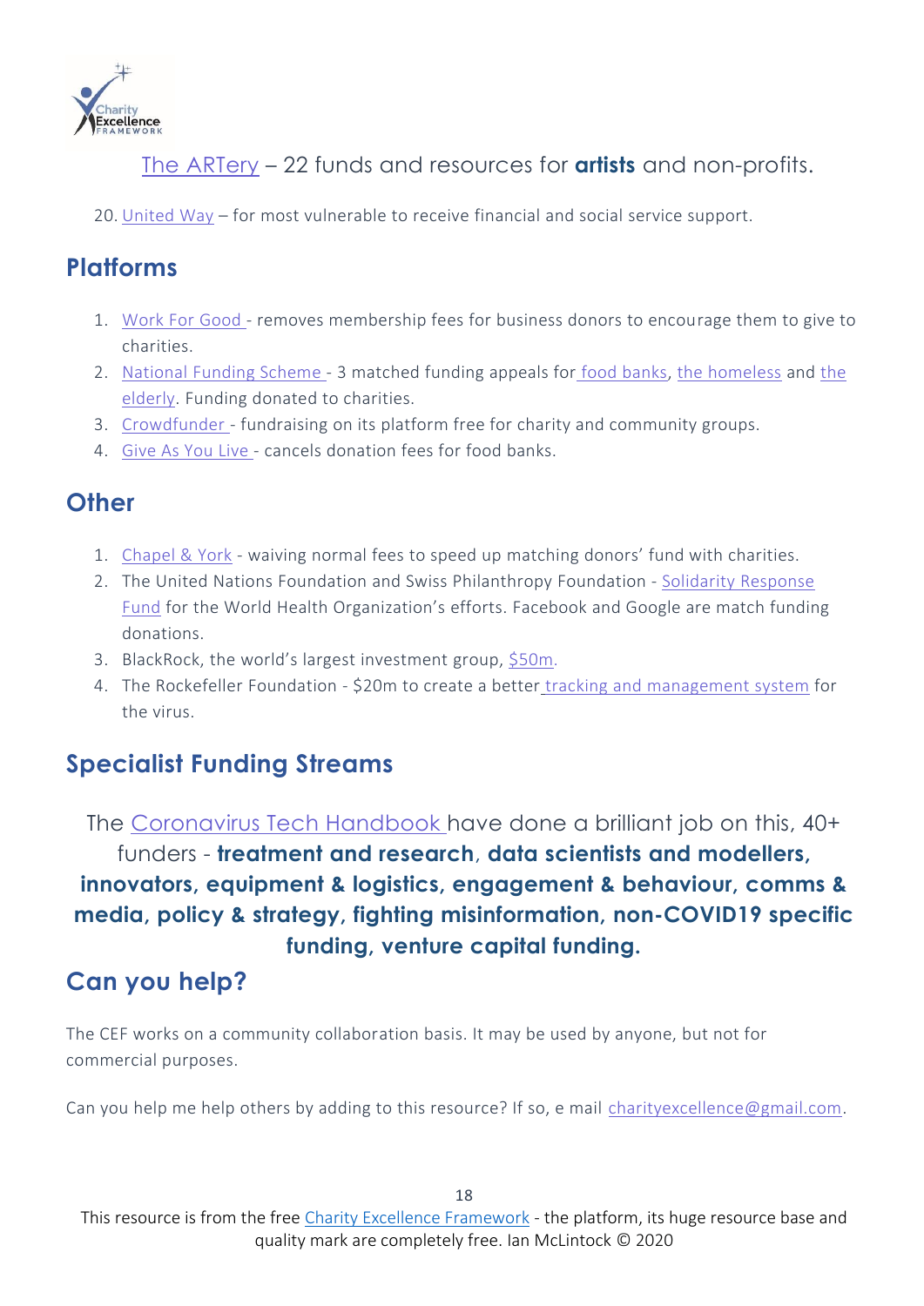The ARTery – 22 funds and resources for **artists** and non-profits.

20. United Way – for most vulnerable to receive financial and social service support.

## Platforms

1. Work For Good - removes membership fees for business donors to encourage them to give to charities.
2. National Funding Scheme - 3 matched funding appeals for food banks, the homeless and the elderly. Funding donated to charities.
3. Crowdfunder - fundraising on its platform free for charity and community groups.
4. Give As You Live - cancels donation fees for food banks.

## Other

1. Chapel & York - waiving normal fees to speed up matching donors' fund with charities.
2. The United Nations Foundation and Swiss Philanthropy Foundation - Solidarity Response Fund for the World Health Organization's efforts. Facebook and Google are match funding donations.
3. BlackRock, the world's largest investment group, $50m.
4. The Rockefeller Foundation - $20m to create a better tracking and management system for the virus.

## Specialist Funding Streams

The Coronavirus Tech Handbook have done a brilliant job on this, 40+ funders - **treatment and research**, **data scientists and modellers, innovators, equipment & logistics, engagement & behaviour, comms & media, policy & strategy, fighting misinformation, non-COVID19 specific funding, venture capital funding.**

## Can you help?

The CEF works on a community collaboration basis. It may be used by anyone, but not for commercial purposes.

Can you help me help others by adding to this resource? If so, e mail charityexcellence@gmail.com.

This resource is from the free Charity Excellence Framework - the platform, its huge resource base and quality mark are completely free. Ian McLintock © 2020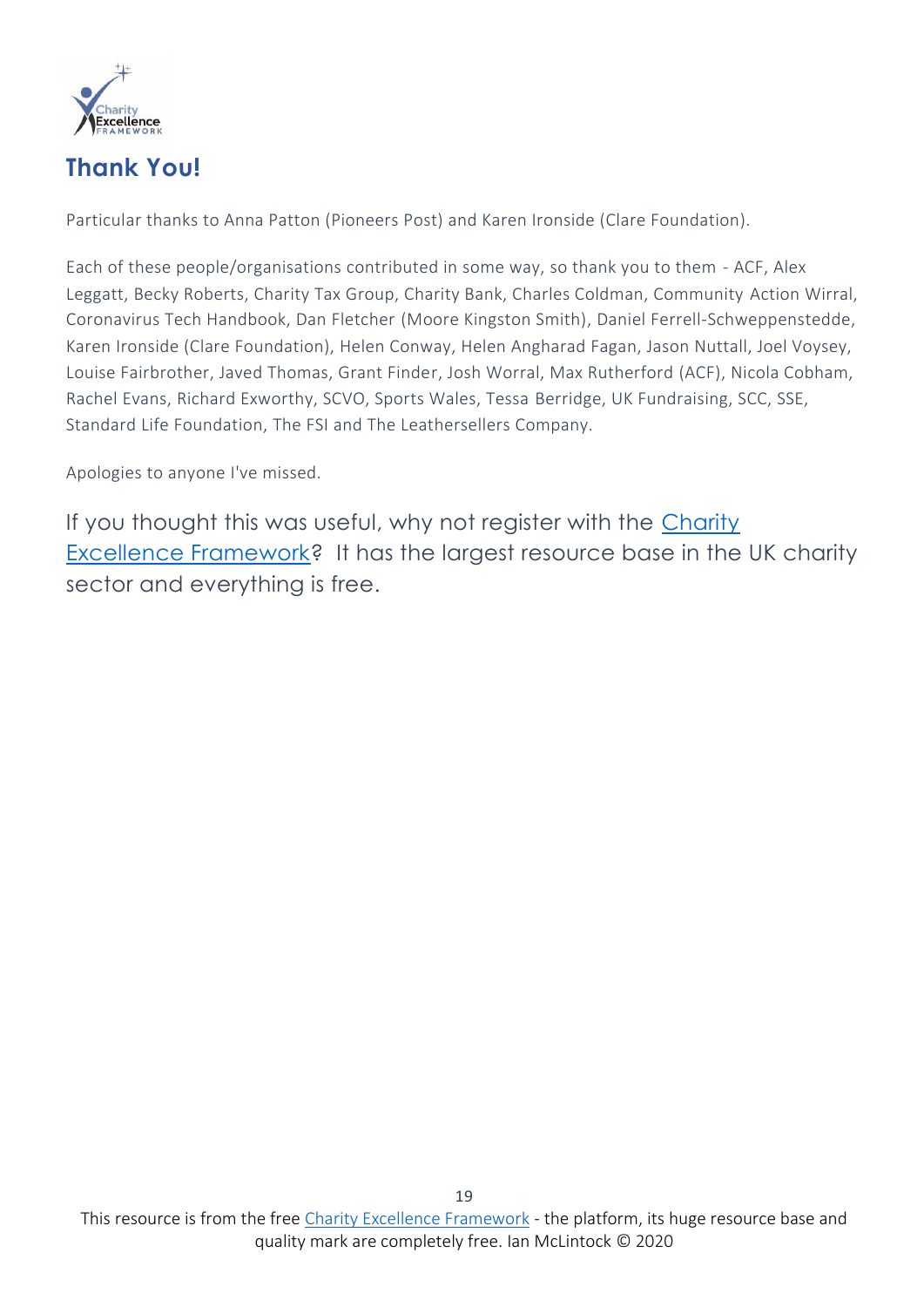## Thank You!

Particular thanks to Anna Patton (Pioneers Post) and Karen Ironside (Clare Foundation).

Each of these people/organisations contributed in some way, so thank you to them - ACF, Alex Leggatt, Becky Roberts, Charity Tax Group, Charity Bank, Charles Coldman, Community Action Wirral, Coronavirus Tech Handbook, Dan Fletcher (Moore Kingston Smith), Daniel Ferrell-Schweppenstedde, Karen Ironside (Clare Foundation), Helen Conway, Helen Angharad Fagan, Jason Nuttall, Joel Voysey, Louise Fairbrother, Javed Thomas, Grant Finder, Josh Worral, Max Rutherford (ACF), Nicola Cobham, Rachel Evans, Richard Exworthy, SCVO, Sports Wales, Tessa Berridge, UK Fundraising, SCC, SSE, Standard Life Foundation, The FSI and The Leathersellers Company.

Apologies to anyone I've missed.

If you thought this was useful, why not register with the Charity Excellence Framework? It has the largest resource base in the UK charity sector and everything is free.